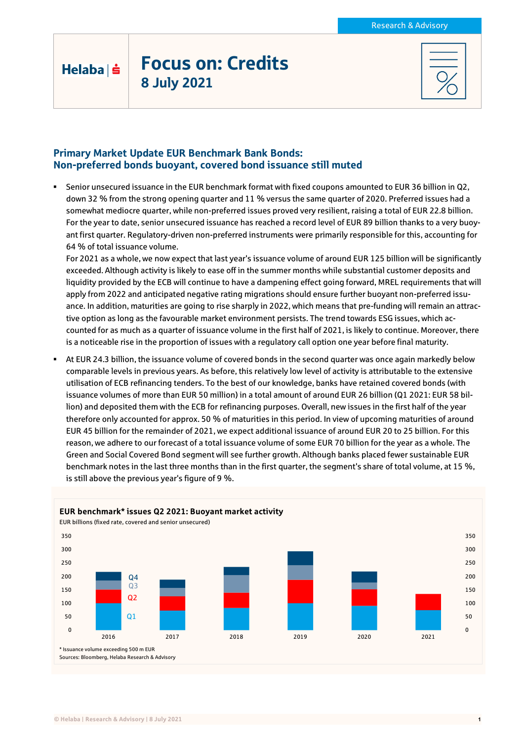# Focus on: Credits

**8 July 2021**

## Primary Market Update EUR Benchmark Bank Bonds: Non-preferred bonds buoyant, covered bond issuance still muted

- Senior unsecured issuance in the EUR benchmark format with fixed coupons amounted to EUR 36 billion in Q2, down 32 % from the strong opening quarter and 11 % versus the same quarter of 2020. Preferred issues had a somewhat mediocre quarter, while non-preferred issues proved very resilient, raising a total of EUR 22.8 billion. For the year to date, senior unsecured issuance has reached a record level of EUR 89 billion thanks to a very buoyant first quarter. Regulatory-driven non-preferred instruments were primarily responsible for this, accounting for 64 % of total issuance volume.
  For 2021 as a whole, we now expect that last year's issuance volume of around EUR 125 billion will be significantly exceeded. Although activity is likely to ease off in the summer months while substantial customer deposits and liquidity provided by the ECB will continue to have a dampening effect going forward, MREL requirements that will apply from 2022 and anticipated negative rating migrations should ensure further buoyant non-preferred issuance. In addition, maturities are going to rise sharply in 2022, which means that pre-funding will remain an attractive option as long as the favourable market environment persists. The trend towards ESG issues, which accounted for as much as a quarter of issuance volume in the first half of 2021, is likely to continue. Moreover, there is a noticeable rise in the proportion of issues with a regulatory call option one year before final maturity.
- At EUR 24.3 billion, the issuance volume of covered bonds in the second quarter was once again markedly below comparable levels in previous years. As before, this relatively low level of activity is attributable to the extensive utilisation of ECB refinancing tenders. To the best of our knowledge, banks have retained covered bonds (with issuance volumes of more than EUR 50 million) in a total amount of around EUR 26 billion (Q1 2021: EUR 58 billion) and deposited them with the ECB for refinancing purposes. Overall, new issues in the first half of the year therefore only accounted for approx. 50 % of maturities in this period. In view of upcoming maturities of around EUR 45 billion for the remainder of 2021, we expect additional issuance of around EUR 20 to 25 billion. For this reason, we adhere to our forecast of a total issuance volume of some EUR 70 billion for the year as a whole. The Green and Social Covered Bond segment will see further growth. Although banks placed fewer sustainable EUR benchmark notes in the last three months than in the first quarter, the segment's share of total volume, at 15 %, is still above the previous year's figure of 9 %.

**EUR benchmark* issues Q2 2021: Buoyant market activity**

EUR billions (fixed rate, covered and senior unsecured)

\* Issuance volume exceeding 500 m EUR

Sources: Bloomberg, Helaba Research & Advisory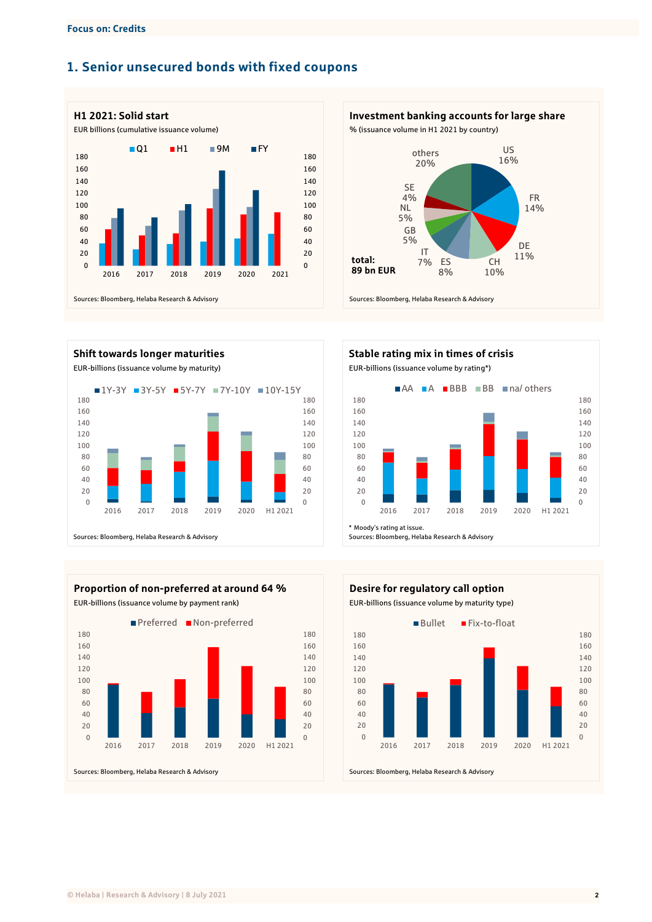Focus on: Credits

## 1. Senior unsecured bonds with fixed coupons

### H1 2021: Solid start

EUR billions (cumulative issuance volume)

Q1 | H1 | 9M | FY

Sources: Bloomberg, Helaba Research & Advisory

### Investment banking accounts for large share

% (issuance volume in H1 2021 by country)

US 16%, FR 14%, DE 11%, CH 10%, ES 8%, IT 7%, GB 5%, NL 5%, SE 4%, others 20%

total: 89 bn EUR

Sources: Bloomberg, Helaba Research & Advisory

### Shift towards longer maturities

EUR-billions (issuance volume by maturity)

1Y-3Y | 3Y-5Y | 5Y-7Y | 7Y-10Y | 10Y-15Y

Sources: Bloomberg, Helaba Research & Advisory

### Stable rating mix in times of crisis

EUR-billions (issuance volume by rating*)

AA | A | BBB | BB | na/ others

* Moody's rating at issue.

Sources: Bloomberg, Helaba Research & Advisory

### Proportion of non-preferred at around 64 %

EUR-billions (issuance volume by payment rank)

Preferred | Non-preferred

Sources: Bloomberg, Helaba Research & Advisory

### Desire for regulatory call option

EUR-billions (issuance volume by maturity type)

Bullet | Fix-to-float

Sources: Bloomberg, Helaba Research & Advisory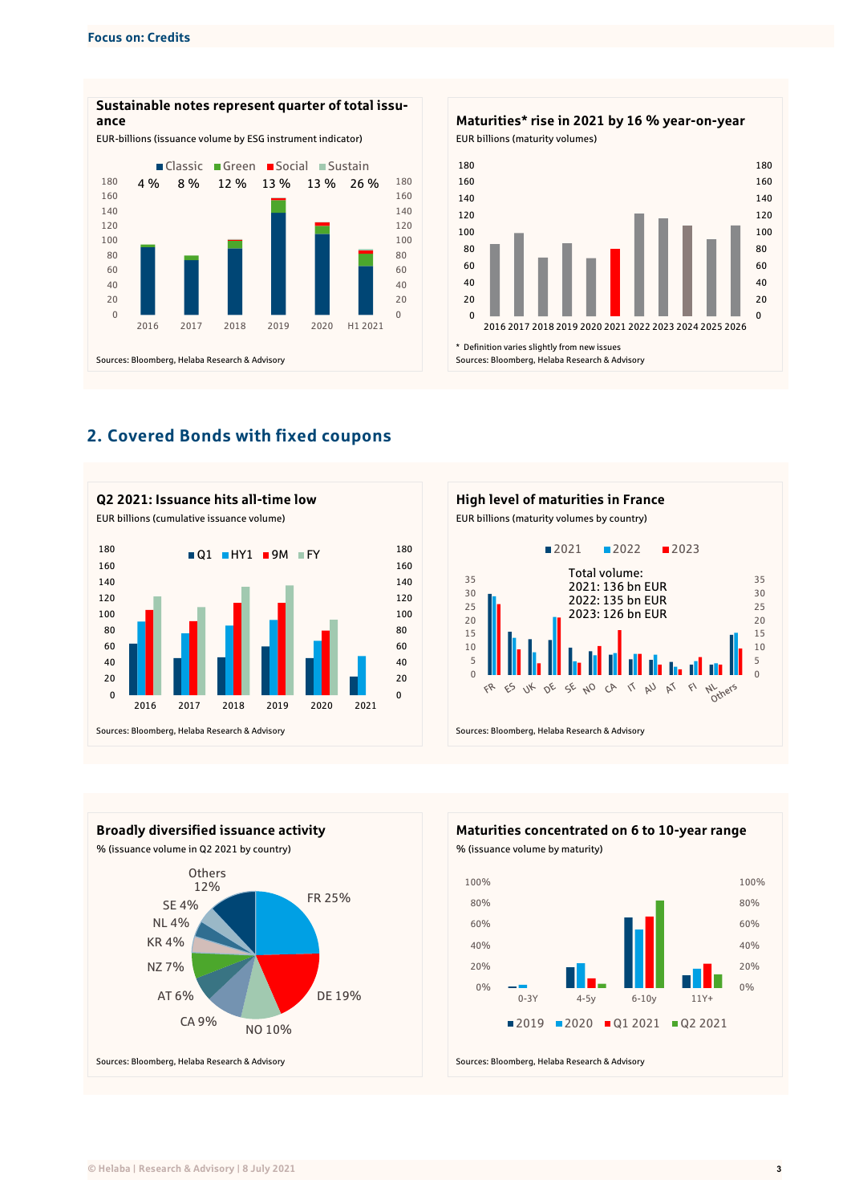**Sustainable notes represent quarter of total issuance**

EUR-billions (issuance volume by ESG instrument indicator)

Classic, Green, Social, Sustain

4 % | 8 % | 12 % | 13 % | 13 % | 26 %

2016 | 2017 | 2018 | 2019 | 2020 | H1 2021

Sources: Bloomberg, Helaba Research & Advisory

**Maturities* rise in 2021 by 16 % year-on-year**

EUR billions (maturity volumes)

2016 2017 2018 2019 2020 2021 2022 2023 2024 2025 2026

\* Definition varies slightly from new issues

Sources: Bloomberg, Helaba Research & Advisory

## 2. Covered Bonds with fixed coupons

**Q2 2021: Issuance hits all-time low**

EUR billions (cumulative issuance volume)

Q1, HY1, 9M, FY

2016 | 2017 | 2018 | 2019 | 2020 | 2021

Sources: Bloomberg, Helaba Research & Advisory

**High level of maturities in France**

EUR billions (maturity volumes by country)

2021, 2022, 2023

Total volume:
2021: 136 bn EUR
2022: 135 bn EUR
2023: 126 bn EUR

FR, ES, UK, DE, SE, NO, CA, IT, AU, AT, FI, NL, Others

Sources: Bloomberg, Helaba Research & Advisory

**Broadly diversified issuance activity**

% (issuance volume in Q2 2021 by country)

FR 25%, DE 19%, NO 10%, CA 9%, AT 6%, NZ 7%, KR 4%, NL 4%, SE 4%, Others 12%

Sources: Bloomberg, Helaba Research & Advisory

**Maturities concentrated on 6 to 10-year range**

% (issuance volume by maturity)

0-3Y | 4-5y | 6-10y | 11Y+

2019, 2020, Q1 2021, Q2 2021

Sources: Bloomberg, Helaba Research & Advisory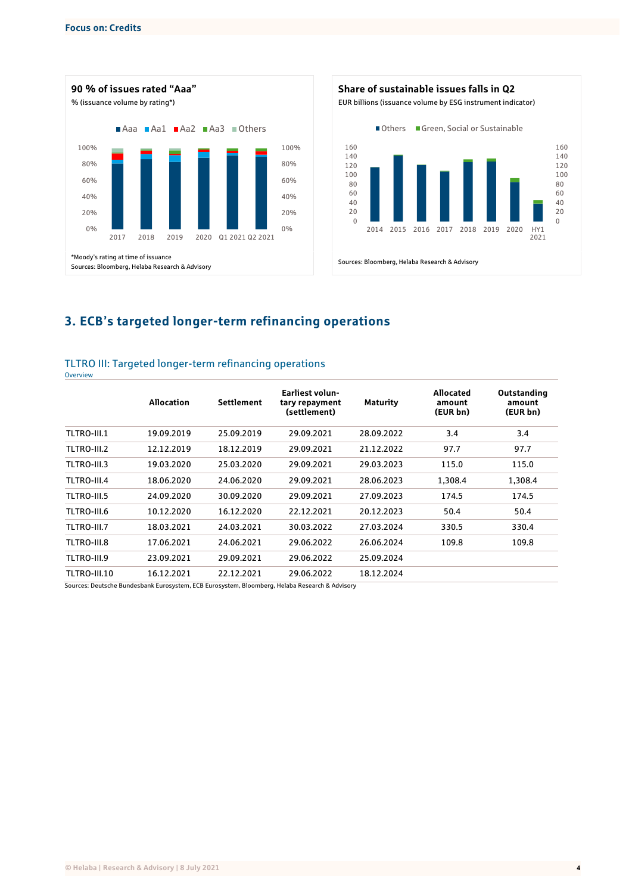**90 % of issues rated "Aaa"**

% (issuance volume by rating*)

*Moody's rating at time of issuance

Sources: Bloomberg, Helaba Research & Advisory

**Share of sustainable issues falls in Q2**

EUR billions (issuance volume by ESG instrument indicator)

Sources: Bloomberg, Helaba Research & Advisory

## 3. ECB's targeted longer-term refinancing operations

### TLTRO III: Targeted longer-term refinancing operations

Overview

| | Allocation | Settlement | Earliest voluntary repayment (settlement) | Maturity | Allocated amount (EUR bn) | Outstanding amount (EUR bn) |
|---|---|---|---|---|---|---|
| TLTRO-III.1 | 19.09.2019 | 25.09.2019 | 29.09.2021 | 28.09.2022 | 3.4 | 3.4 |
| TLTRO-III.2 | 12.12.2019 | 18.12.2019 | 29.09.2021 | 21.12.2022 | 97.7 | 97.7 |
| TLTRO-III.3 | 19.03.2020 | 25.03.2020 | 29.09.2021 | 29.03.2023 | 115.0 | 115.0 |
| TLTRO-III.4 | 18.06.2020 | 24.06.2020 | 29.09.2021 | 28.06.2023 | 1,308.4 | 1,308.4 |
| TLTRO-III.5 | 24.09.2020 | 30.09.2020 | 29.09.2021 | 27.09.2023 | 174.5 | 174.5 |
| TLTRO-III.6 | 10.12.2020 | 16.12.2020 | 22.12.2021 | 20.12.2023 | 50.4 | 50.4 |
| TLTRO-III.7 | 18.03.2021 | 24.03.2021 | 30.03.2022 | 27.03.2024 | 330.5 | 330.4 |
| TLTRO-III.8 | 17.06.2021 | 24.06.2021 | 29.06.2022 | 26.06.2024 | 109.8 | 109.8 |
| TLTRO-III.9 | 23.09.2021 | 29.09.2021 | 29.06.2022 | 25.09.2024 | | |
| TLTRO-III.10 | 16.12.2021 | 22.12.2021 | 29.06.2022 | 18.12.2024 | | |

Sources: Deutsche Bundesbank Eurosystem, ECB Eurosystem, Bloomberg, Helaba Research & Advisory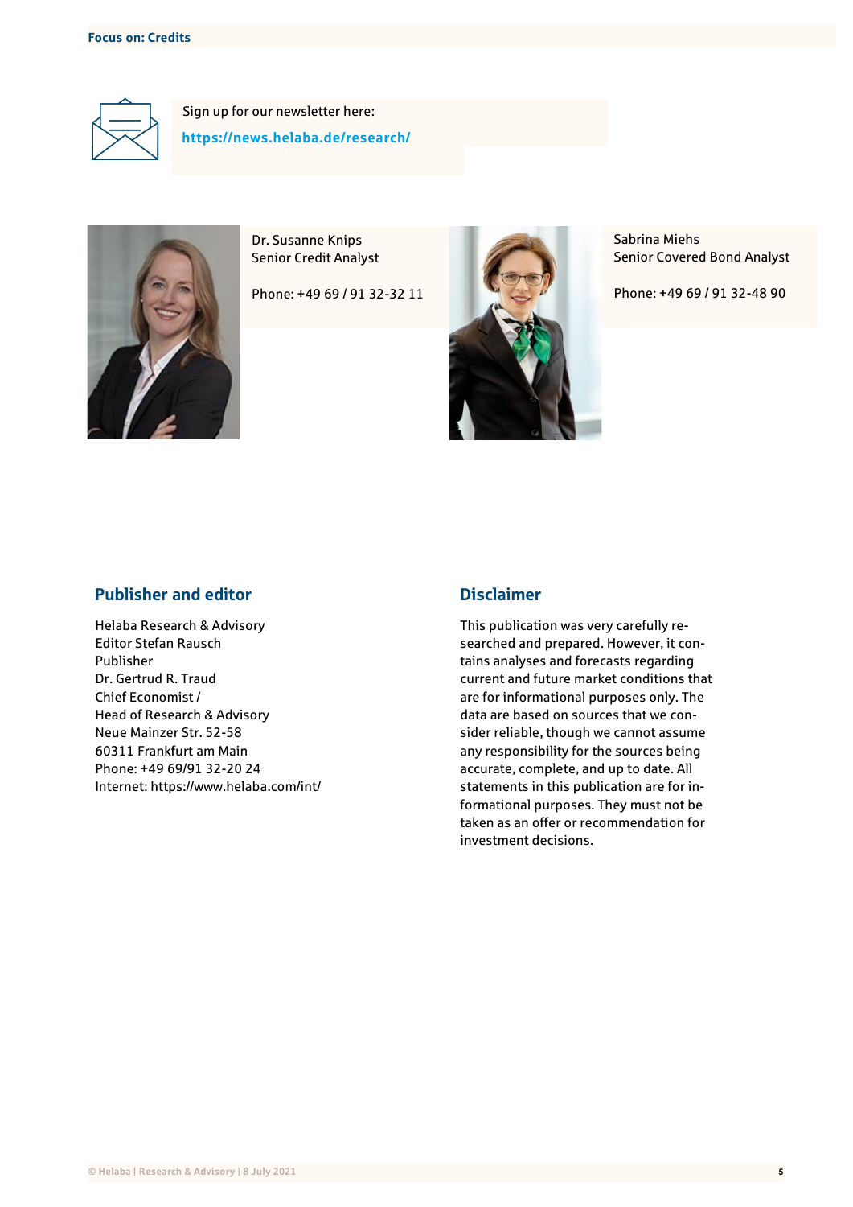Sign up for our newsletter here:

**https://news.helaba.de/research/**

Dr. Susanne Knips
Senior Credit Analyst

Phone: +49 69 / 91 32-32 11

Sabrina Miehs
Senior Covered Bond Analyst

Phone: +49 69 / 91 32-48 90

## Publisher and editor

Helaba Research & Advisory
Editor Stefan Rausch
Publisher
Dr. Gertrud R. Traud
Chief Economist /
Head of Research & Advisory
Neue Mainzer Str. 52-58
60311 Frankfurt am Main
Phone: +49 69/91 32-20 24
Internet: https://www.helaba.com/int/

## Disclaimer

This publication was very carefully researched and prepared. However, it contains analyses and forecasts regarding current and future market conditions that are for informational purposes only. The data are based on sources that we consider reliable, though we cannot assume any responsibility for the sources being accurate, complete, and up to date. All statements in this publication are for informational purposes. They must not be taken as an offer or recommendation for investment decisions.